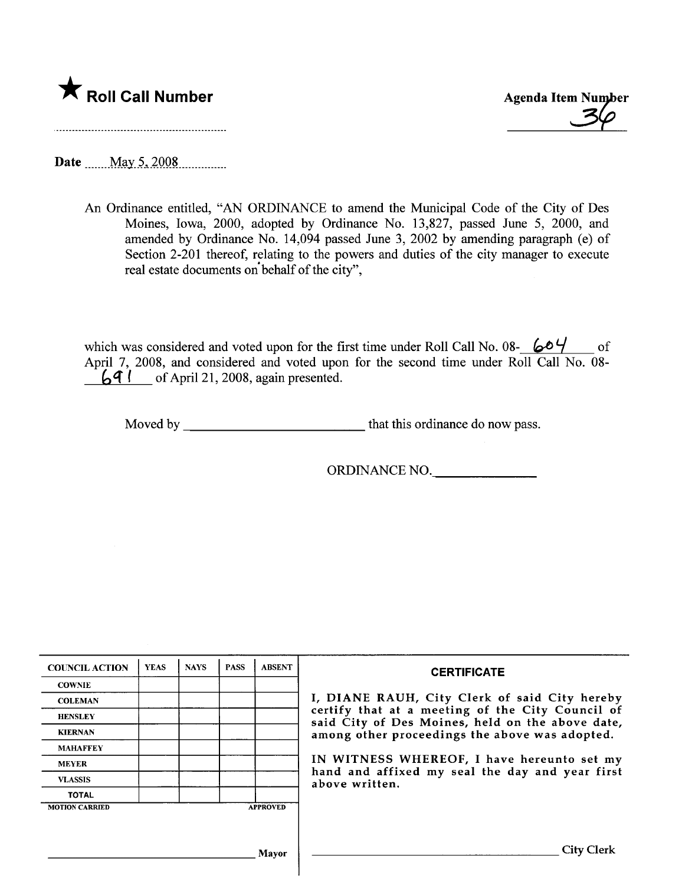★ **Roll Call Number**

**Agenda Item Number**
36

Date May 5, 2008

An Ordinance entitled, "AN ORDINANCE to amend the Municipal Code of the City of Des Moines, Iowa, 2000, adopted by Ordinance No. 13,827, passed June 5, 2000, and amended by Ordinance No. 14,094 passed June 3, 2002 by amending paragraph (e) of Section 2-201 thereof, relating to the powers and duties of the city manager to execute real estate documents on behalf of the city",

which was considered and voted upon for the first time under Roll Call No. 08- 604 of April 7, 2008, and considered and voted upon for the second time under Roll Call No. 08- 691 of April 21, 2008, again presented.

Moved by ______________________ that this ordinance do now pass.

ORDINANCE NO.____________

| COUNCIL ACTION | YEAS | NAYS | PASS | ABSENT |
|---|---|---|---|---|
| COWNIE | | | | |
| COLEMAN | | | | |
| HENSLEY | | | | |
| KIERNAN | | | | |
| MAHAFFEY | | | | |
| MEYER | | | | |
| VLASSIS | | | | |
| TOTAL | | | | |

MOTION CARRIED APPROVED

______________________ Mayor

**CERTIFICATE**

I, DIANE RAUH, City Clerk of said City hereby certify that at a meeting of the City Council of said City of Des Moines, held on the above date, among other proceedings the above was adopted.

IN WITNESS WHEREOF, I have hereunto set my hand and affixed my seal the day and year first above written.

______________________ City Clerk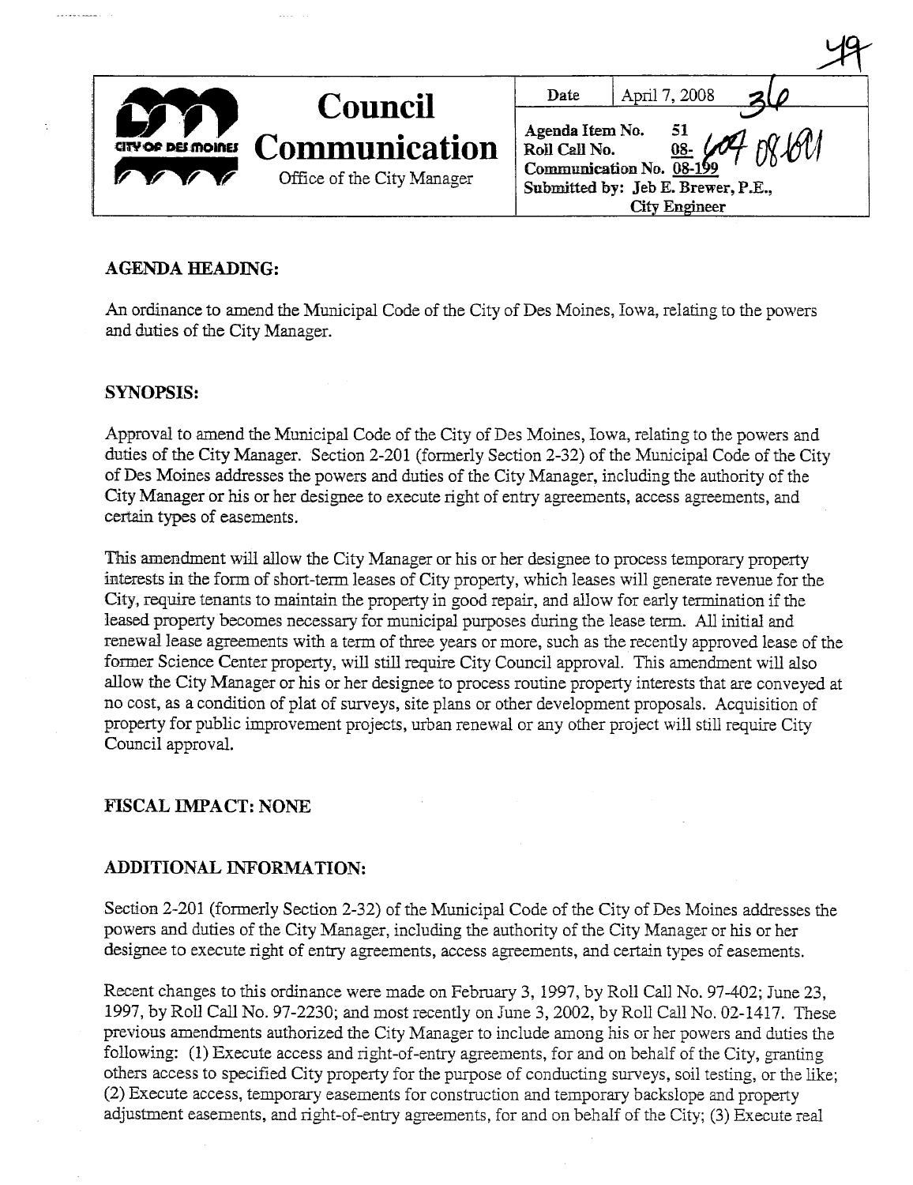49

| **Council Communication**<br>Office of the City Manager | Date | April 7, 2008 36 |
|---|---|---|
| | Agenda Item No. 51<br>Roll Call No. 08- 604 08-601<br>Communication No. 08-199<br>Submitted by: Jeb E. Brewer, P.E., City Engineer | |

## AGENDA HEADING:

An ordinance to amend the Municipal Code of the City of Des Moines, Iowa, relating to the powers and duties of the City Manager.

## SYNOPSIS:

Approval to amend the Municipal Code of the City of Des Moines, Iowa, relating to the powers and duties of the City Manager. Section 2-201 (formerly Section 2-32) of the Municipal Code of the City of Des Moines addresses the powers and duties of the City Manager, including the authority of the City Manager or his or her designee to execute right of entry agreements, access agreements, and certain types of easements.

This amendment will allow the City Manager or his or her designee to process temporary property interests in the form of short-term leases of City property, which leases will generate revenue for the City, require tenants to maintain the property in good repair, and allow for early termination if the leased property becomes necessary for municipal purposes during the lease term. All initial and renewal lease agreements with a term of three years or more, such as the recently approved lease of the former Science Center property, will still require City Council approval. This amendment will also allow the City Manager or his or her designee to process routine property interests that are conveyed at no cost, as a condition of plat of surveys, site plans or other development proposals. Acquisition of property for public improvement projects, urban renewal or any other project will still require City Council approval.

## FISCAL IMPACT: NONE

## ADDITIONAL INFORMATION:

Section 2-201 (formerly Section 2-32) of the Municipal Code of the City of Des Moines addresses the powers and duties of the City Manager, including the authority of the City Manager or his or her designee to execute right of entry agreements, access agreements, and certain types of easements.

Recent changes to this ordinance were made on February 3, 1997, by Roll Call No. 97-402; June 23, 1997, by Roll Call No. 97-2230; and most recently on June 3, 2002, by Roll Call No. 02-1417. These previous amendments authorized the City Manager to include among his or her powers and duties the following: (1) Execute access and right-of-entry agreements, for and on behalf of the City, granting others access to specified City property for the purpose of conducting surveys, soil testing, or the like; (2) Execute access, temporary easements for construction and temporary backslope and property adjustment easements, and right-of-entry agreements, for and on behalf of the City; (3) Execute real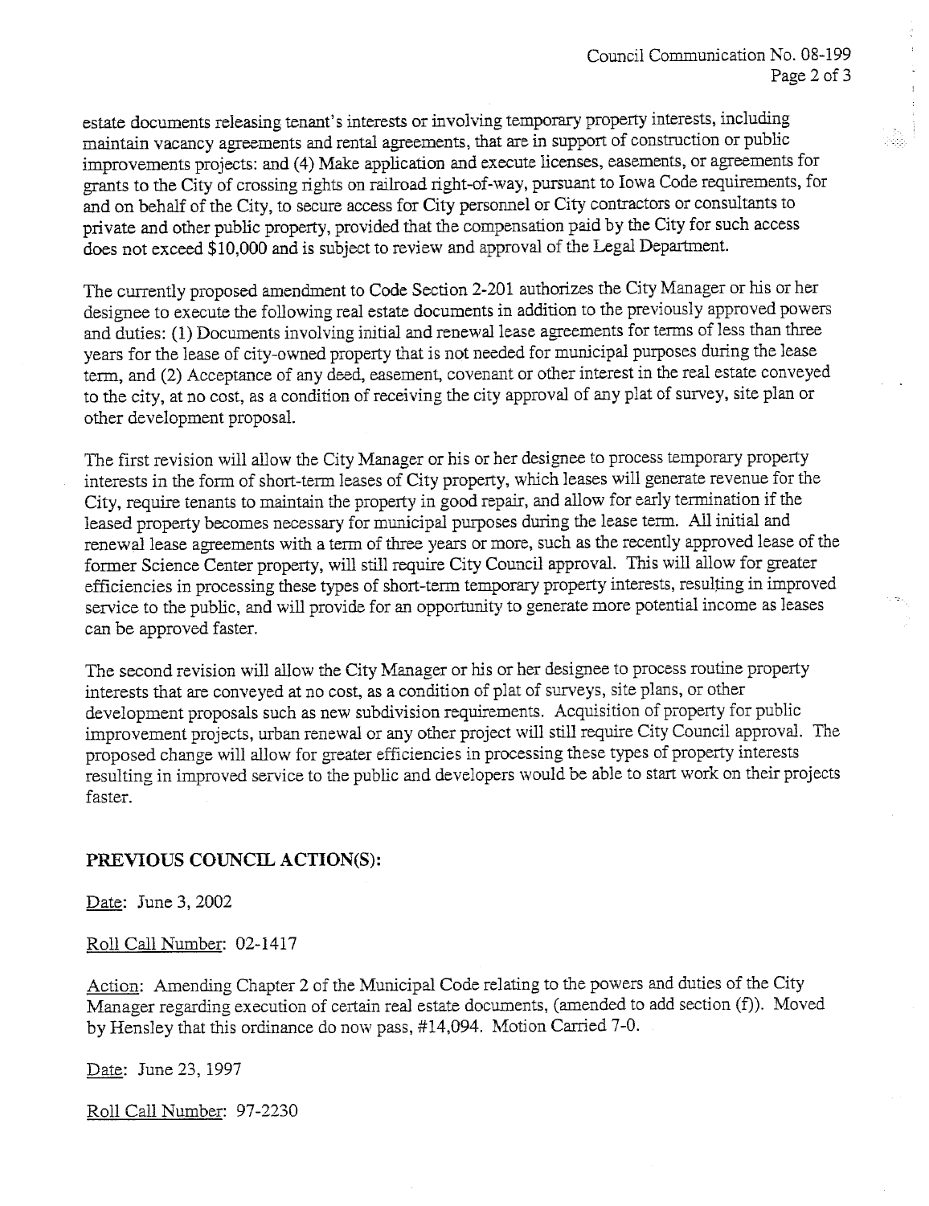estate documents releasing tenant's interests or involving temporary property interests, including maintain vacancy agreements and rental agreements, that are in support of construction or public improvements projects: and (4) Make application and execute licenses, easements, or agreements for grants to the City of crossing rights on railroad right-of-way, pursuant to Iowa Code requirements, for and on behalf of the City, to secure access for City personnel or City contractors or consultants to private and other public property, provided that the compensation paid by the City for such access does not exceed $10,000 and is subject to review and approval of the Legal Department.

The currently proposed amendment to Code Section 2-201 authorizes the City Manager or his or her designee to execute the following real estate documents in addition to the previously approved powers and duties: (1) Documents involving initial and renewal lease agreements for terms of less than three years for the lease of city-owned property that is not needed for municipal purposes during the lease term, and (2) Acceptance of any deed, easement, covenant or other interest in the real estate conveyed to the city, at no cost, as a condition of receiving the city approval of any plat of survey, site plan or other development proposal.

The first revision will allow the City Manager or his or her designee to process temporary property interests in the form of short-term leases of City property, which leases will generate revenue for the City, require tenants to maintain the property in good repair, and allow for early termination if the leased property becomes necessary for municipal purposes during the lease term. All initial and renewal lease agreements with a term of three years or more, such as the recently approved lease of the former Science Center property, will still require City Council approval. This will allow for greater efficiencies in processing these types of short-term temporary property interests, resulting in improved service to the public, and will provide for an opportunity to generate more potential income as leases can be approved faster.

The second revision will allow the City Manager or his or her designee to process routine property interests that are conveyed at no cost, as a condition of plat of surveys, site plans, or other development proposals such as new subdivision requirements. Acquisition of property for public improvement projects, urban renewal or any other project will still require City Council approval. The proposed change will allow for greater efficiencies in processing these types of property interests resulting in improved service to the public and developers would be able to start work on their projects faster.

**PREVIOUS COUNCIL ACTION(S):**

Date: June 3, 2002

Roll Call Number: 02-1417

Action: Amending Chapter 2 of the Municipal Code relating to the powers and duties of the City Manager regarding execution of certain real estate documents, (amended to add section (f)). Moved by Hensley that this ordinance do now pass, #14,094. Motion Carried 7-0.

Date: June 23, 1997

Roll Call Number: 97-2230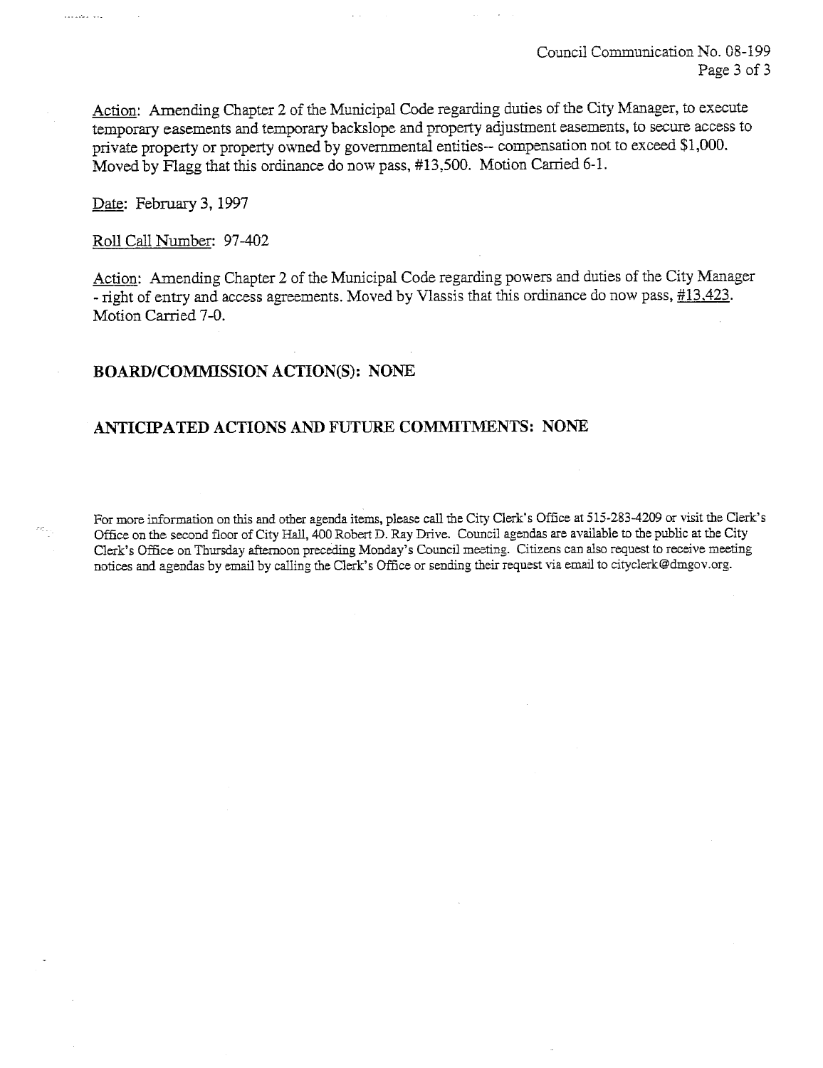Action: Amending Chapter 2 of the Municipal Code regarding duties of the City Manager, to execute temporary easements and temporary backslope and property adjustment easements, to secure access to private property or property owned by governmental entities-- compensation not to exceed $1,000. Moved by Flagg that this ordinance do now pass, #13,500. Motion Carried 6-1.

Date: February 3, 1997

Roll Call Number: 97-402

Action: Amending Chapter 2 of the Municipal Code regarding powers and duties of the City Manager - right of entry and access agreements. Moved by Vlassis that this ordinance do now pass, #13,423. Motion Carried 7-0.

## BOARD/COMMISSION ACTION(S): NONE

## ANTICIPATED ACTIONS AND FUTURE COMMITMENTS: NONE

For more information on this and other agenda items, please call the City Clerk's Office at 515-283-4209 or visit the Clerk's Office on the second floor of City Hall, 400 Robert D. Ray Drive. Council agendas are available to the public at the City Clerk's Office on Thursday afternoon preceding Monday's Council meeting. Citizens can also request to receive meeting notices and agendas by email by calling the Clerk's Office or sending their request via email to cityclerk@dmgov.org.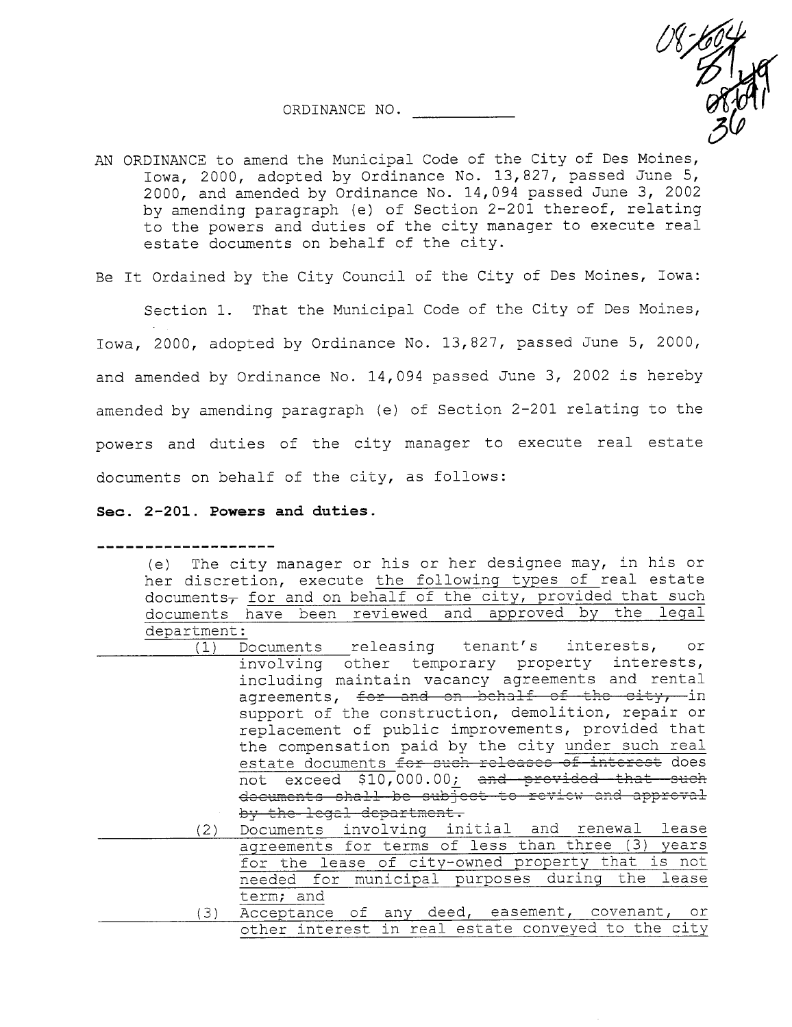ORDINANCE NO. ___________

AN ORDINANCE to amend the Municipal Code of the City of Des Moines, Iowa, 2000, adopted by Ordinance No. 13,827, passed June 5, 2000, and amended by Ordinance No. 14,094 passed June 3, 2002 by amending paragraph (e) of Section 2-201 thereof, relating to the powers and duties of the city manager to execute real estate documents on behalf of the city.

Be It Ordained by the City Council of the City of Des Moines, Iowa:

Section 1. That the Municipal Code of the City of Des Moines, Iowa, 2000, adopted by Ordinance No. 13,827, passed June 5, 2000, and amended by Ordinance No. 14,094 passed June 3, 2002 is hereby amended by amending paragraph (e) of Section 2-201 relating to the powers and duties of the city manager to execute real estate documents on behalf of the city, as follows:

**Sec. 2-201. Powers and duties.**

--------------------

(e) The city manager or his or her designee may, in his or her discretion, execute <u>the following types of</u> real estate documents~~,~~ <u>for and on behalf of the city, provided that such documents have been reviewed and approved by the legal department:</u>

<u>(1)</u> Documents releasing tenant's interests, or involving other temporary property interests, including maintain vacancy agreements and rental agreements, ~~for and on behalf of the city,~~ in support of the construction, demolition, repair or replacement of public improvements, provided that the compensation paid by the city <u>under such real estate documents</u> ~~for such releases of interest~~ does not exceed $10,000.00<u>;</u> ~~and provided that such documents shall be subject to review and approval by the legal department.~~

<u>(2) Documents involving initial and renewal lease agreements for terms of less than three (3) years for the lease of city-owned property that is not needed for municipal purposes during the lease term; and</u>

<u>(3) Acceptance of any deed, easement, covenant, or other interest in real estate conveyed to the city</u>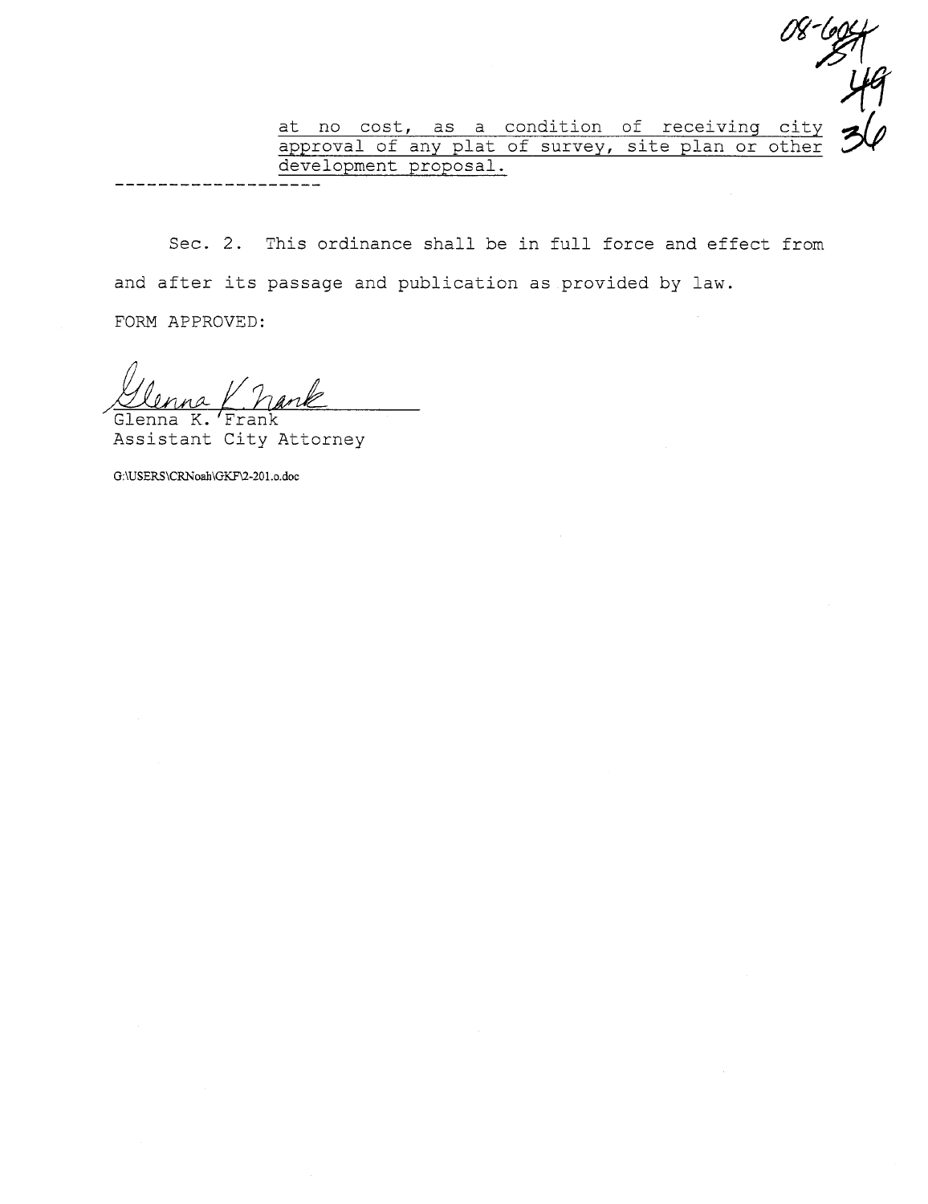08-604
81
49
36

<u>at no cost, as a condition of receiving city approval of any plat of survey, site plan or other development proposal.</u>

--------------------

Sec. 2. This ordinance shall be in full force and effect from and after its passage and publication as provided by law.

FORM APPROVED:

Glenna K. Frank
Assistant City Attorney

G:\USERS\CRNoah\GKF\2-201.o.doc